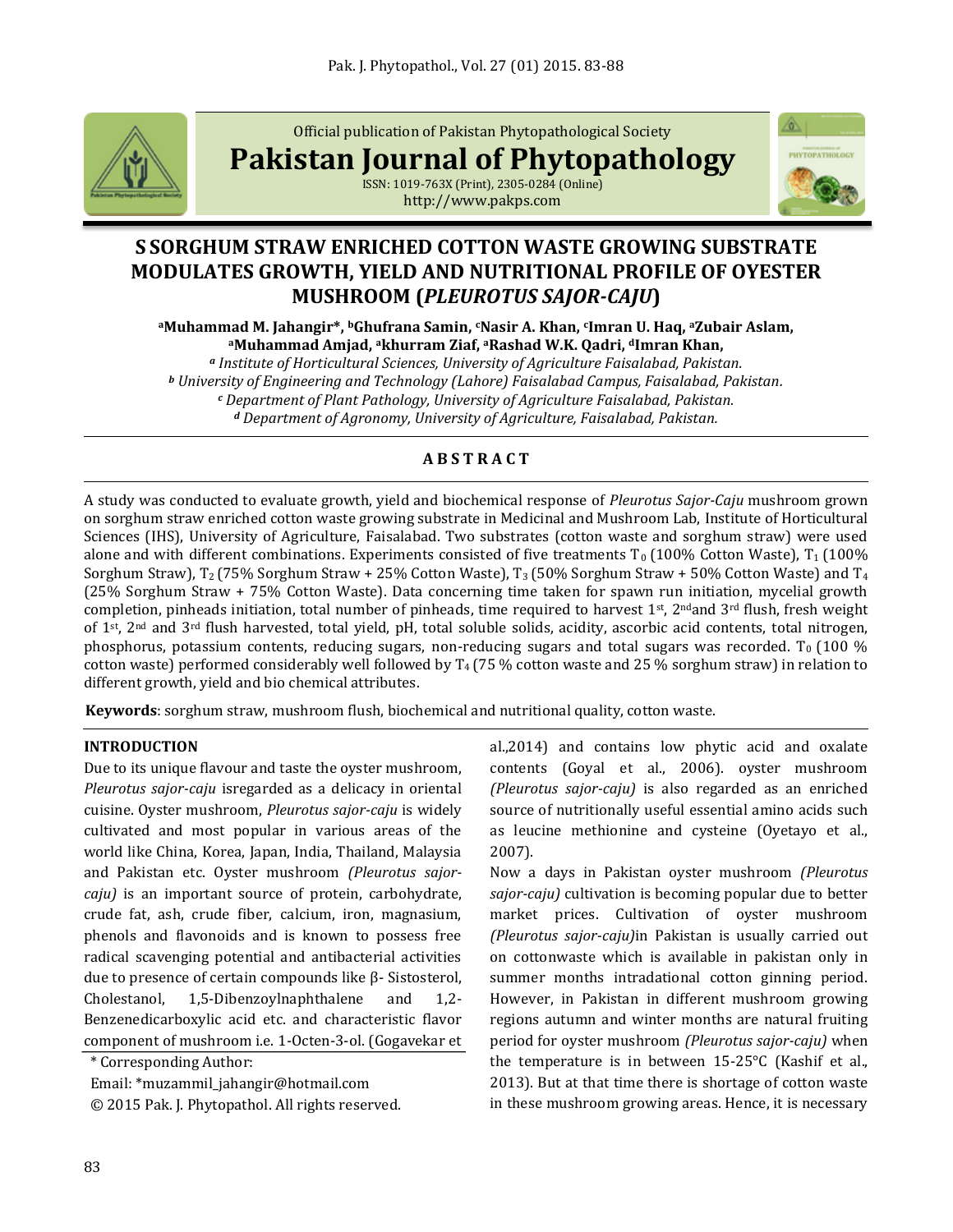Official publication of Pakistan Phytopathological Society

**Pakistan Journal of Phytopathology**

ISSN: 1019-763X (Print), 2305-0284 (Online)
http://www.pakps.com

# S SORGHUM STRAW ENRICHED COTTON WASTE GROWING SUBSTRATE MODULATES GROWTH, YIELD AND NUTRITIONAL PROFILE OF OYESTER MUSHROOM (*PLEUROTUS SAJOR-CAJU*)

**[a]Muhammad M. Jahangir*, [b]Ghufrana Samin, [c]Nasir A. Khan, [c]Imran U. Haq, [a]Zubair Aslam, [a]Muhammad Amjad, [a]khurram Ziaf, [a]Rashad W.K. Qadri, [d]Imran Khan,**

*[a] Institute of Horticultural Sciences, University of Agriculture Faisalabad, Pakistan.*
*[b] University of Engineering and Technology (Lahore) Faisalabad Campus, Faisalabad, Pakistan.*
*[c] Department of Plant Pathology, University of Agriculture Faisalabad, Pakistan.*
*[d] Department of Agronomy, University of Agriculture, Faisalabad, Pakistan.*

## A B S T R A C T

A study was conducted to evaluate growth, yield and biochemical response of *Pleurotus Sajor-Caju* mushroom grown on sorghum straw enriched cotton waste growing substrate in Medicinal and Mushroom Lab, Institute of Horticultural Sciences (IHS), University of Agriculture, Faisalabad. Two substrates (cotton waste and sorghum straw) were used alone and with different combinations. Experiments consisted of five treatments $T_0$ (100% Cotton Waste), $T_1$ (100% Sorghum Straw), $T_2$ (75% Sorghum Straw + 25% Cotton Waste), $T_3$ (50% Sorghum Straw + 50% Cotton Waste) and $T_4$ (25% Sorghum Straw + 75% Cotton Waste). Data concerning time taken for spawn run initiation, mycelial growth completion, pinheads initiation, total number of pinheads, time required to harvest 1st, 2nd and 3rd flush, fresh weight of 1st, 2nd and 3rd flush harvested, total yield, pH, total soluble solids, acidity, ascorbic acid contents, total nitrogen, phosphorus, potassium contents, reducing sugars, non-reducing sugars and total sugars was recorded. $T_0$ (100 % cotton waste) performed considerably well followed by $T_4$ (75 % cotton waste and 25 % sorghum straw) in relation to different growth, yield and bio chemical attributes.

**Keywords**: sorghum straw, mushroom flush, biochemical and nutritional quality, cotton waste.

## INTRODUCTION

Due to its unique flavour and taste the oyster mushroom, *Pleurotus sajor-caju* isregarded as a delicacy in oriental cuisine. Oyster mushroom, *Pleurotus sajor-caju* is widely cultivated and most popular in various areas of the world like China, Korea, Japan, India, Thailand, Malaysia and Pakistan etc. Oyster mushroom *(Pleurotus sajor-caju)* is an important source of protein, carbohydrate, crude fat, ash, crude fiber, calcium, iron, magnasium, phenols and flavonoids and is known to possess free radical scavenging potential and antibacterial activities due to presence of certain compounds like β- Sistosterol, Cholestanol, 1,5-Dibenzoylnaphthalene and 1,2-Benzenedicarboxylic acid etc. and characteristic flavor component of mushroom i.e. 1-Octen-3-ol. (Gogavekar et al.,2014) and contains low phytic acid and oxalate contents (Goyal et al., 2006). oyster mushroom *(Pleurotus sajor-caju)* is also regarded as an enriched source of nutritionally useful essential amino acids such as leucine methionine and cysteine (Oyetayo et al., 2007).

Now a days in Pakistan oyster mushroom *(Pleurotus sajor-caju)* cultivation is becoming popular due to better market prices. Cultivation of oyster mushroom *(Pleurotus sajor-caju)*in Pakistan is usually carried out on cottonwaste which is available in pakistan only in summer months intradational cotton ginning period. However, in Pakistan in different mushroom growing regions autumn and winter months are natural fruiting period for oyster mushroom *(Pleurotus sajor-caju)* when the temperature is in between 15-25°C (Kashif et al., 2013). But at that time there is shortage of cotton waste in these mushroom growing areas. Hence, it is necessary

\* Corresponding Author:

Email: *muzammil_jahangir@hotmail.com

© 2015 Pak. J. Phytopathol. All rights reserved.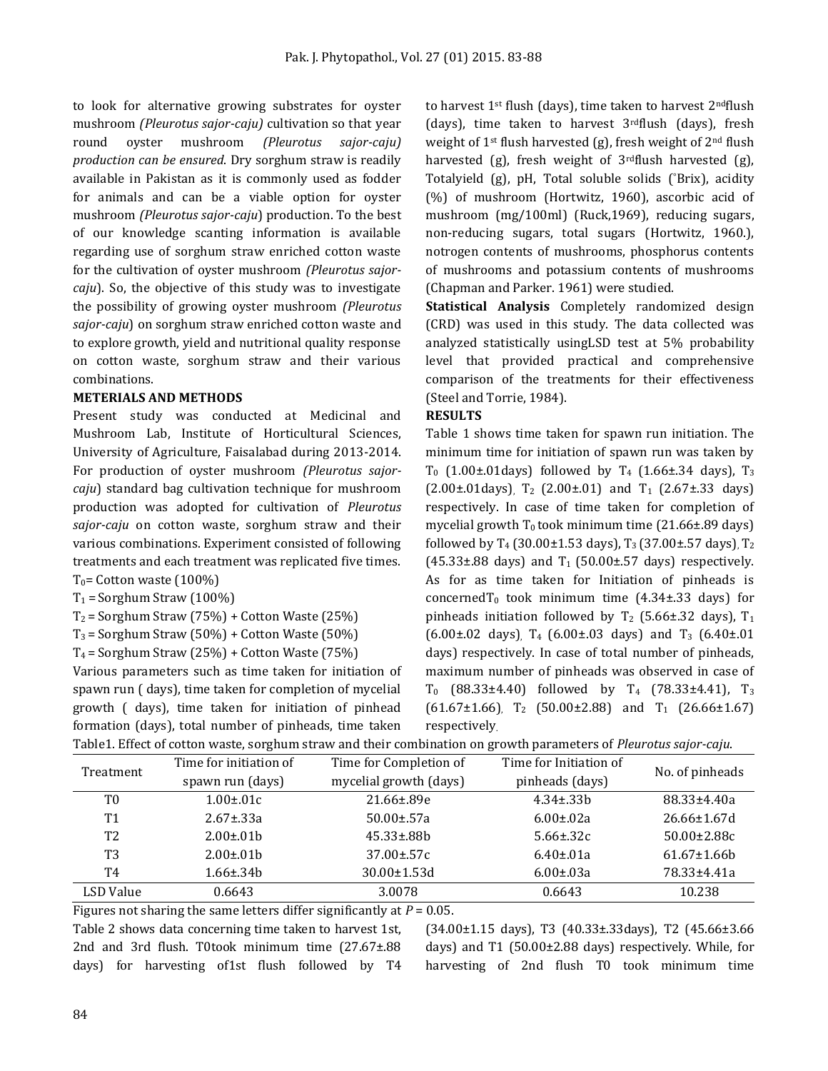to look for alternative growing substrates for oyster mushroom *(Pleurotus sajor-caju)* cultivation so that year round oyster mushroom *(Pleurotus sajor-caju) production can be ensured*. Dry sorghum straw is readily available in Pakistan as it is commonly used as fodder for animals and can be a viable option for oyster mushroom *(Pleurotus sajor-caju*) production. To the best of our knowledge scanting information is available regarding use of sorghum straw enriched cotton waste for the cultivation of oyster mushroom *(Pleurotus sajor-caju*). So, the objective of this study was to investigate the possibility of growing oyster mushroom *(Pleurotus sajor-caju*) on sorghum straw enriched cotton waste and to explore growth, yield and nutritional quality response on cotton waste, sorghum straw and their various combinations.

## METERIALS AND METHODS

Present study was conducted at Medicinal and Mushroom Lab, Institute of Horticultural Sciences, University of Agriculture, Faisalabad during 2013-2014. For production of oyster mushroom *(Pleurotus sajor-caju*) standard bag cultivation technique for mushroom production was adopted for cultivation of *Pleurotus sajor-caju* on cotton waste, sorghum straw and their various combinations. Experiment consisted of following treatments and each treatment was replicated five times.

$T_0$= Cotton waste (100%)

$T_1$ = Sorghum Straw (100%)

$T_2$ = Sorghum Straw (75%) + Cotton Waste (25%)

$T_3$ = Sorghum Straw (50%) + Cotton Waste (50%)

$T_4$ = Sorghum Straw (25%) + Cotton Waste (75%)

Various parameters such as time taken for initiation of spawn run ( days), time taken for completion of mycelial growth ( days), time taken for initiation of pinhead formation (days), total number of pinheads, time taken to harvest 1st flush (days), time taken to harvest 2ndflush (days), time taken to harvest 3rdflush (days), fresh weight of 1st flush harvested (g), fresh weight of 2nd flush harvested (g), fresh weight of 3rdflush harvested (g), Totalyield (g), pH, Total soluble solids (°Brix), acidity (%) of mushroom (Hortwitz, 1960), ascorbic acid of mushroom (mg/100ml) (Ruck,1969), reducing sugars, non-reducing sugars, total sugars (Hortwitz, 1960.), notrogen contents of mushrooms, phosphorus contents of mushrooms and potassium contents of mushrooms (Chapman and Parker. 1961) were studied.

**Statistical Analysis** Completely randomized design (CRD) was used in this study. The data collected was analyzed statistically usingLSD test at 5% probability level that provided practical and comprehensive comparison of the treatments for their effectiveness (Steel and Torrie, 1984).

## RESULTS

Table 1 shows time taken for spawn run initiation. The minimum time for initiation of spawn run was taken by $T_0$ (1.00±.01days) followed by $T_4$ (1.66±.34 days), $T_3$ (2.00±.01days), $T_2$ (2.00±.01) and $T_1$ (2.67±.33 days) respectively. In case of time taken for completion of mycelial growth $T_0$ took minimum time (21.66±.89 days) followed by $T_4$ (30.00±1.53 days), $T_3$ (37.00±.57 days), $T_2$ (45.33±.88 days) and $T_1$ (50.00±.57 days) respectively. As for as time taken for Initiation of pinheads is concerned$T_0$ took minimum time (4.34±.33 days) for pinheads initiation followed by $T_2$ (5.66±.32 days), $T_1$ (6.00±.02 days), $T_4$ (6.00±.03 days) and $T_3$ (6.40±.01 days) respectively. In case of total number of pinheads, maximum number of pinheads was observed in case of $T_0$ (88.33±4.40) followed by $T_4$ (78.33±4.41), $T_3$ (61.67±1.66), $T_2$ (50.00±2.88) and $T_1$ (26.66±1.67) respectively.

Table1. Effect of cotton waste, sorghum straw and their combination on growth parameters of *Pleurotus sajor-caju*.

| Treatment | Time for initiation of spawn run (days) | Time for Completion of mycelial growth (days) | Time for Initiation of pinheads (days) | No. of pinheads |
|---|---|---|---|---|
| T0 | 1.00±.01c | 21.66±.89e | 4.34±.33b | 88.33±4.40a |
| T1 | 2.67±.33a | 50.00±.57a | 6.00±.02a | 26.66±1.67d |
| T2 | 2.00±.01b | 45.33±.88b | 5.66±.32c | 50.00±2.88c |
| T3 | 2.00±.01b | 37.00±.57c | 6.40±.01a | 61.67±1.66b |
| T4 | 1.66±.34b | 30.00±1.53d | 6.00±.03a | 78.33±4.41a |
| LSD Value | 0.6643 | 3.0078 | 0.6643 | 10.238 |

Figures not sharing the same letters differ significantly at $P$ = 0.05.

Table 2 shows data concerning time taken to harvest 1st, 2nd and 3rd flush. T0took minimum time (27.67±.88 days) for harvesting of1st flush followed by T4 (34.00±1.15 days), T3 (40.33±.33days), T2 (45.66±3.66 days) and T1 (50.00±2.88 days) respectively. While, for harvesting of 2nd flush T0 took minimum time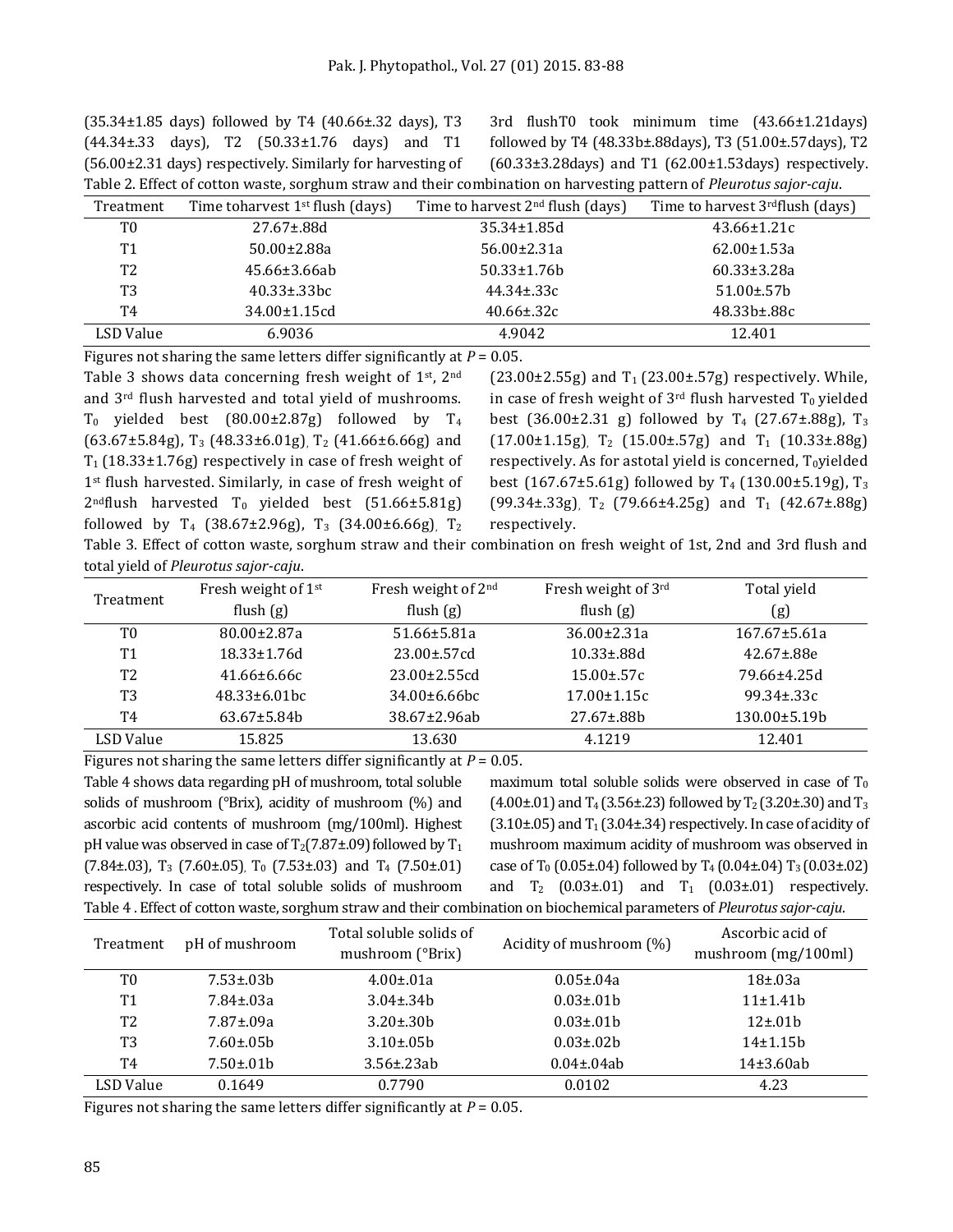(35.34±1.85 days) followed by T4 (40.66±.32 days), T3 (44.34±.33 days), T2 (50.33±1.76 days) and T1 (56.00±2.31 days) respectively. Similarly for harvesting of 3rd flushT0 took minimum time (43.66±1.21days) followed by T4 (48.33b±.88days), T3 (51.00±.57days), T2 (60.33±3.28days) and T1 (62.00±1.53days) respectively.

Table 2. Effect of cotton waste, sorghum straw and their combination on harvesting pattern of *Pleurotus sajor-caju*.

| Treatment | Time toharvest 1st flush (days) | Time to harvest 2nd flush (days) | Time to harvest 3rdflush (days) |
|---|---|---|---|
| T0 | 27.67±.88d | 35.34±1.85d | 43.66±1.21c |
| T1 | 50.00±2.88a | 56.00±2.31a | 62.00±1.53a |
| T2 | 45.66±3.66ab | 50.33±1.76b | 60.33±3.28a |
| T3 | 40.33±.33bc | 44.34±.33c | 51.00±.57b |
| T4 | 34.00±1.15cd | 40.66±.32c | 48.33b±.88c |
| LSD Value | 6.9036 | 4.9042 | 12.401 |

Figures not sharing the same letters differ significantly at *P* = 0.05.

Table 3 shows data concerning fresh weight of 1st, 2nd and 3rd flush harvested and total yield of mushrooms. $T_0$ yielded best (80.00±2.87g) followed by $T_4$ (63.67±5.84g), $T_3$ (48.33±6.01g), $T_2$ (41.66±6.66g) and $T_1$ (18.33±1.76g) respectively in case of fresh weight of 1st flush harvested. Similarly, in case of fresh weight of 2ndflush harvested $T_0$ yielded best (51.66±5.81g) followed by $T_4$ (38.67±2.96g), $T_3$ (34.00±6.66g), $T_2$ (23.00±2.55g) and $T_1$ (23.00±.57g) respectively. While, in case of fresh weight of 3rd flush harvested $T_0$ yielded best (36.00±2.31 g) followed by $T_4$ (27.67±.88g), $T_3$ (17.00±1.15g), $T_2$ (15.00±.57g) and $T_1$ (10.33±.88g) respectively. As for astotal yield is concerned, $T_0$yielded best (167.67±5.61g) followed by $T_4$ (130.00±5.19g), $T_3$ (99.34±.33g), $T_2$ (79.66±4.25g) and $T_1$ (42.67±.88g) respectively.

Table 3. Effect of cotton waste, sorghum straw and their combination on fresh weight of 1st, 2nd and 3rd flush and total yield of *Pleurotus sajor-caju*.

| Treatment | Fresh weight of 1st flush (g) | Fresh weight of 2nd flush (g) | Fresh weight of 3rd flush (g) | Total yield (g) |
|---|---|---|---|---|
| T0 | 80.00±2.87a | 51.66±5.81a | 36.00±2.31a | 167.67±5.61a |
| T1 | 18.33±1.76d | 23.00±.57cd | 10.33±.88d | 42.67±.88e |
| T2 | 41.66±6.66c | 23.00±2.55cd | 15.00±.57c | 79.66±4.25d |
| T3 | 48.33±6.01bc | 34.00±6.66bc | 17.00±1.15c | 99.34±.33c |
| T4 | 63.67±5.84b | 38.67±2.96ab | 27.67±.88b | 130.00±5.19b |
| LSD Value | 15.825 | 13.630 | 4.1219 | 12.401 |

Figures not sharing the same letters differ significantly at *P* = 0.05.

Table 4 shows data regarding pH of mushroom, total soluble solids of mushroom (°Brix), acidity of mushroom (%) and ascorbic acid contents of mushroom (mg/100ml). Highest pH value was observed in case of $T_2$(7.87±.09) followed by $T_1$ (7.84±.03), $T_3$ (7.60±.05), $T_0$ (7.53±.03) and $T_4$ (7.50±.01) respectively. In case of total soluble solids of mushroom maximum total soluble solids were observed in case of $T_0$ (4.00±.01) and $T_4$ (3.56±.23) followed by $T_2$ (3.20±.30) and $T_3$ (3.10±.05) and $T_1$ (3.04±.34) respectively. In case of acidity of mushroom maximum acidity of mushroom was observed in case of $T_0$ (0.05±.04) followed by $T_4$ (0.04±.04) $T_3$ (0.03±.02) and $T_2$ (0.03±.01) and $T_1$ (0.03±.01) respectively.

Table 4 . Effect of cotton waste, sorghum straw and their combination on biochemical parameters of *Pleurotus sajor-caju*.

| Treatment | pH of mushroom | Total soluble solids of mushroom (°Brix) | Acidity of mushroom (%) | Ascorbic acid of mushroom (mg/100ml) |
|---|---|---|---|---|
| T0 | 7.53±.03b | 4.00±.01a | 0.05±.04a | 18±.03a |
| T1 | 7.84±.03a | 3.04±.34b | 0.03±.01b | 11±1.41b |
| T2 | 7.87±.09a | 3.20±.30b | 0.03±.01b | 12±.01b |
| T3 | 7.60±.05b | 3.10±.05b | 0.03±.02b | 14±1.15b |
| T4 | 7.50±.01b | 3.56±.23ab | 0.04±.04ab | 14±3.60ab |
| LSD Value | 0.1649 | 0.7790 | 0.0102 | 4.23 |

Figures not sharing the same letters differ significantly at *P* = 0.05.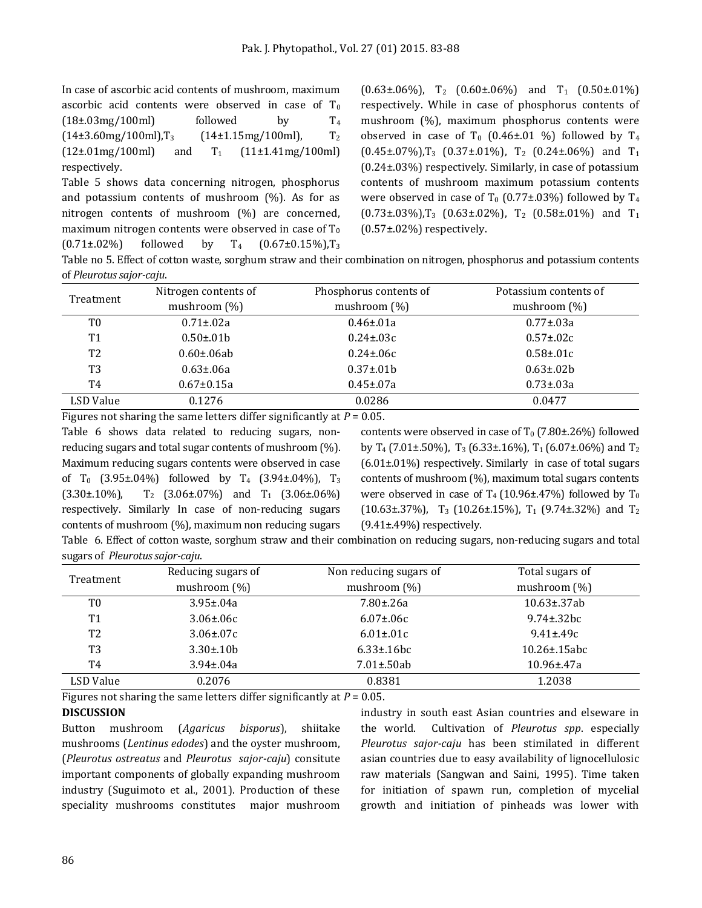In case of ascorbic acid contents of mushroom, maximum ascorbic acid contents were observed in case of $T_0$ (18±.03mg/100ml) followed by $T_4$ (14±3.60mg/100ml),$T_3$ (14±1.15mg/100ml), $T_2$ (12±.01mg/100ml) and $T_1$ (11±1.41mg/100ml) respectively.

Table 5 shows data concerning nitrogen, phosphorus and potassium contents of mushroom (%). As for as nitrogen contents of mushroom (%) are concerned, maximum nitrogen contents were observed in case of $T_0$ (0.71±.02%) followed by $T_4$ (0.67±0.15%),$T_3$ (0.63±.06%), $T_2$ (0.60±.06%) and $T_1$ (0.50±.01%) respectively. While in case of phosphorus contents of mushroom (%), maximum phosphorus contents were observed in case of $T_0$ (0.46±.01 %) followed by $T_4$ (0.45±.07%),$T_3$ (0.37±.01%), $T_2$ (0.24±.06%) and $T_1$ (0.24±.03%) respectively. Similarly, in case of potassium contents of mushroom maximum potassium contents were observed in case of $T_0$ (0.77±.03%) followed by $T_4$ (0.73±.03%),$T_3$ (0.63±.02%), $T_2$ (0.58±.01%) and $T_1$ (0.57±.02%) respectively.

Table no 5. Effect of cotton waste, sorghum straw and their combination on nitrogen, phosphorus and potassium contents of *Pleurotus sajor-caju*.

| Treatment | Nitrogen contents of mushroom (%) | Phosphorus contents of mushroom (%) | Potassium contents of mushroom (%) |
|---|---|---|---|
| T0 | 0.71±.02a | 0.46±.01a | 0.77±.03a |
| T1 | 0.50±.01b | 0.24±.03c | 0.57±.02c |
| T2 | 0.60±.06ab | 0.24±.06c | 0.58±.01c |
| T3 | 0.63±.06a | 0.37±.01b | 0.63±.02b |
| T4 | 0.67±0.15a | 0.45±.07a | 0.73±.03a |
| LSD Value | 0.1276 | 0.0286 | 0.0477 |

Figures not sharing the same letters differ significantly at $P = 0.05$.

Table 6 shows data related to reducing sugars, non-reducing sugars and total sugar contents of mushroom (%). Maximum reducing sugars contents were observed in case of $T_0$ (3.95±.04%) followed by $T_4$ (3.94±.04%), $T_3$ (3.30±.10%), $T_2$ (3.06±.07%) and $T_1$ (3.06±.06%) respectively. Similarly In case of non-reducing sugars contents of mushroom (%), maximum non reducing sugars contents were observed in case of $T_0$ (7.80±.26%) followed by $T_4$ (7.01±.50%), $T_3$ (6.33±.16%), $T_1$ (6.07±.06%) and $T_2$ (6.01±.01%) respectively. Similarly in case of total sugars contents of mushroom (%), maximum total sugars contents were observed in case of $T_4$ (10.96±.47%) followed by $T_0$ (10.63±.37%), $T_3$ (10.26±.15%), $T_1$ (9.74±.32%) and $T_2$ (9.41±.49%) respectively.

Table 6. Effect of cotton waste, sorghum straw and their combination on reducing sugars, non-reducing sugars and total sugars of *Pleurotus sajor-caju*.

| Treatment | Reducing sugars of mushroom (%) | Non reducing sugars of mushroom (%) | Total sugars of mushroom (%) |
|---|---|---|---|
| T0 | 3.95±.04a | 7.80±.26a | 10.63±.37ab |
| T1 | 3.06±.06c | 6.07±.06c | 9.74±.32bc |
| T2 | 3.06±.07c | 6.01±.01c | 9.41±.49c |
| T3 | 3.30±.10b | 6.33±.16bc | 10.26±.15abc |
| T4 | 3.94±.04a | 7.01±.50ab | 10.96±.47a |
| LSD Value | 0.2076 | 0.8381 | 1.2038 |

Figures not sharing the same letters differ significantly at $P = 0.05$.

## DISCUSSION

Button mushroom (*Agaricus bisporus*), shiitake mushrooms (*Lentinus edodes*) and the oyster mushroom, (*Pleurotus ostreatus* and *Pleurotus sajor-caju*) consitute important components of globally expanding mushroom industry (Suguimoto et al., 2001). Production of these speciality mushrooms constitutes major mushroom industry in south east Asian countries and elseware in the world. Cultivation of *Pleurotus spp*. especially *Pleurotus sajor-caju* has been stimulated in different asian countries due to easy availability of lignocellulosic raw materials (Sangwan and Saini, 1995). Time taken for initiation of spawn run, completion of mycelial growth and initiation of pinheads was lower with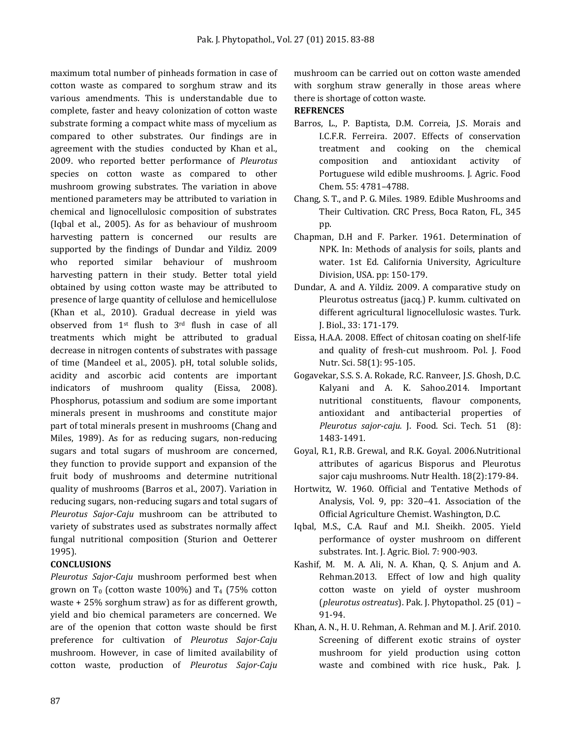maximum total number of pinheads formation in case of cotton waste as compared to sorghum straw and its various amendments. This is understandable due to complete, faster and heavy colonization of cotton waste substrate forming a compact white mass of mycelium as compared to other substrates. Our findings are in agreement with the studies conducted by Khan et al., 2009. who reported better performance of *Pleurotus* species on cotton waste as compared to other mushroom growing substrates. The variation in above mentioned parameters may be attributed to variation in chemical and lignocellulosic composition of substrates (Iqbal et al., 2005). As for as behaviour of mushroom harvesting pattern is concerned our results are supported by the findings of Dundar and Yildiz. 2009 who reported similar behaviour of mushroom harvesting pattern in their study. Better total yield obtained by using cotton waste may be attributed to presence of large quantity of cellulose and hemicellulose (Khan et al., 2010). Gradual decrease in yield was observed from 1st flush to 3rd flush in case of all treatments which might be attributed to gradual decrease in nitrogen contents of substrates with passage of time (Mandeel et al., 2005). pH, total soluble solids, acidity and ascorbic acid contents are important indicators of mushroom quality (Eissa, 2008). Phosphorus, potassium and sodium are some important minerals present in mushrooms and constitute major part of total minerals present in mushrooms (Chang and Miles, 1989). As for as reducing sugars, non-reducing sugars and total sugars of mushroom are concerned, they function to provide support and expansion of the fruit body of mushrooms and determine nutritional quality of mushrooms (Barros et al., 2007). Variation in reducing sugars, non-reducing sugars and total sugars of *Pleurotus Sajor-Caju* mushroom can be attributed to variety of substrates used as substrates normally affect fungal nutritional composition (Sturion and Oetterer 1995).

**CONCLUSIONS**

*Pleurotus Sajor-Caju* mushroom performed best when grown on $T_0$ (cotton waste 100%) and $T_4$ (75% cotton waste + 25% sorghum straw) as for as different growth, yield and bio chemical parameters are concerned. We are of the openion that cotton waste should be first preference for cultivation of *Pleurotus Sajor-Caju* mushroom. However, in case of limited availability of cotton waste, production of *Pleurotus Sajor-Caju* mushroom can be carried out on cotton waste amended with sorghum straw generally in those areas where there is shortage of cotton waste.

**REFRENCES**

Barros, L., P. Baptista, D.M. Correia, J.S. Morais and I.C.F.R. Ferreira. 2007. Effects of conservation treatment and cooking on the chemical composition and antioxidant activity of Portuguese wild edible mushrooms. J. Agric. Food Chem. 55: 4781–4788.

Chang, S. T., and P. G. Miles. 1989. Edible Mushrooms and Their Cultivation. CRC Press, Boca Raton, FL, 345 pp.

Chapman, D.H and F. Parker. 1961. Determination of NPK. In: Methods of analysis for soils, plants and water. 1st Ed. California University, Agriculture Division, USA. pp: 150-179.

Dundar, A. and A. Yildiz. 2009. A comparative study on Pleurotus ostreatus (jacq.) P. kumm. cultivated on different agricultural lignocellulosic wastes. Turk. J. Biol., 33: 171-179.

Eissa, H.A.A. 2008. Effect of chitosan coating on shelf-life and quality of fresh-cut mushroom. Pol. J. Food Nutr. Sci. 58(1): 95-105.

Gogavekar, S.S. S. A. Rokade, R.C. Ranveer, J.S. Ghosh, D.C. Kalyani and A. K. Sahoo.2014. Important nutritional constituents, flavour components, antioxidant and antibacterial properties of *Pleurotus sajor-caju.* J. Food. Sci. Tech. 51 (8): 1483-1491.

Goyal, R.1, R.B. Grewal, and R.K. Goyal. 2006.Nutritional attributes of agaricus Bisporus and Pleurotus sajor caju mushrooms. Nutr Health. 18(2):179-84.

Hortwitz, W. 1960. Official and Tentative Methods of Analysis, Vol. 9, pp: 320–41. Association of the Official Agriculture Chemist. Washington, D.C.

Iqbal, M.S., C.A. Rauf and M.I. Sheikh. 2005. Yield performance of oyster mushroom on different substrates. Int. J. Agric. Biol. 7: 900-903.

Kashif, M. M. A. Ali, N. A. Khan, Q. S. Anjum and A. Rehman.2013. Effect of low and high quality cotton waste on yield of oyster mushroom (*pleurotus ostreatus*). Pak. J. Phytopathol. 25 (01) – 91-94.

Khan, A. N., H. U. Rehman, A. Rehman and M. J. Arif. 2010. Screening of different exotic strains of oyster mushroom for yield production using cotton waste and combined with rice husk., Pak. J.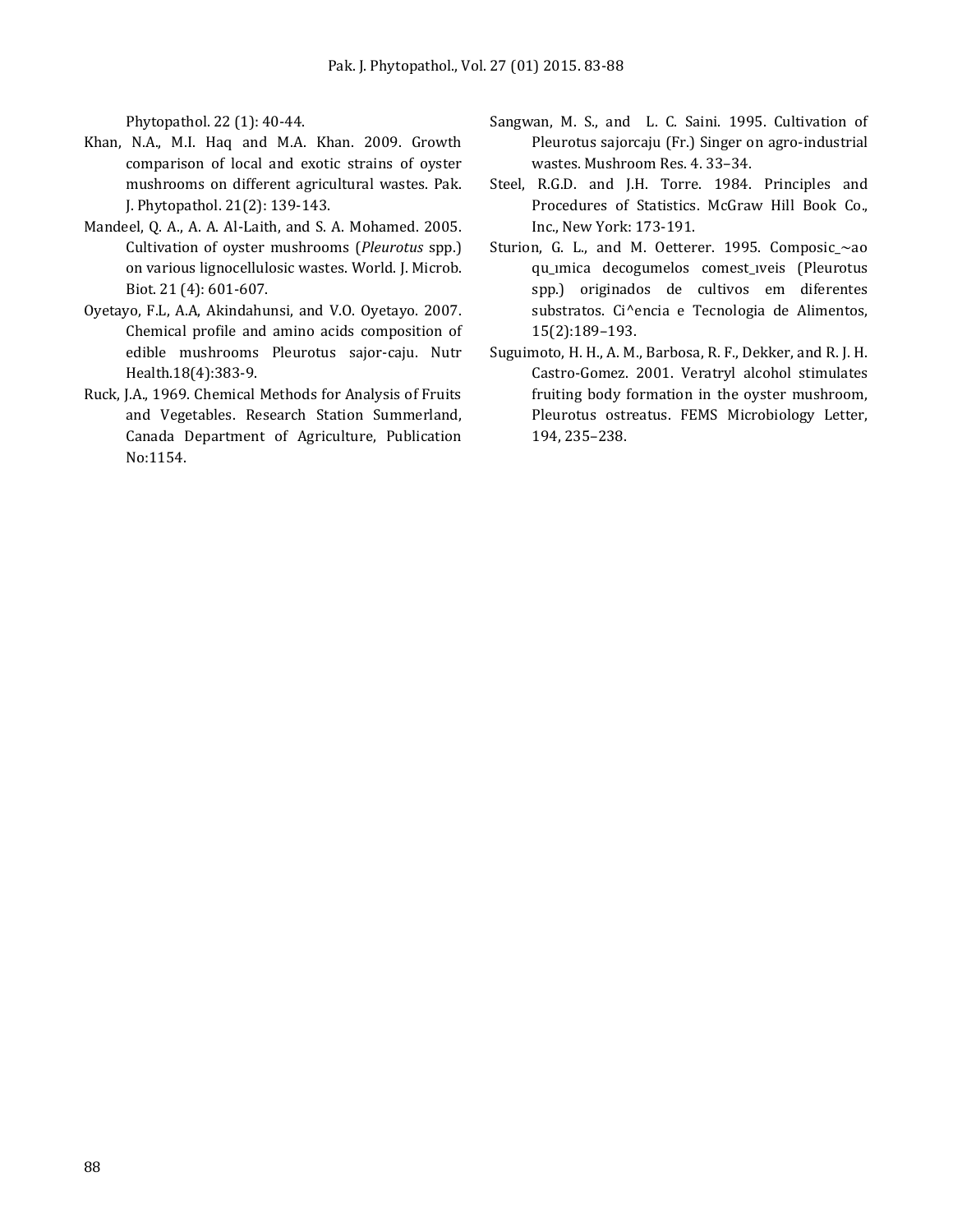Phytopathol. 22 (1): 40-44.

Khan, N.A., M.I. Haq and M.A. Khan. 2009. Growth comparison of local and exotic strains of oyster mushrooms on different agricultural wastes. Pak. J. Phytopathol. 21(2): 139-143.

Mandeel, Q. A., A. A. Al-Laith, and S. A. Mohamed. 2005. Cultivation of oyster mushrooms (*Pleurotus* spp.) on various lignocellulosic wastes. World. J. Microb. Biot. 21 (4): 601-607.

Oyetayo, F.L, A.A, Akindahunsi, and V.O. Oyetayo. 2007. Chemical profile and amino acids composition of edible mushrooms Pleurotus sajor-caju. Nutr Health.18(4):383-9.

Ruck, J.A., 1969. Chemical Methods for Analysis of Fruits and Vegetables. Research Station Summerland, Canada Department of Agriculture, Publication No:1154.

Sangwan, M. S., and L. C. Saini. 1995. Cultivation of Pleurotus sajorcaju (Fr.) Singer on agro-industrial wastes. Mushroom Res. 4. 33–34.

Steel, R.G.D. and J.H. Torre. 1984. Principles and Procedures of Statistics. McGraw Hill Book Co., Inc., New York: 173-191.

Sturion, G. L., and M. Oetterer. 1995. Composic_~ao qu_ımica decogumelos comest_ıveis (Pleurotus spp.) originados de cultivos em diferentes substratos. Ci^encia e Tecnologia de Alimentos, 15(2):189–193.

Suguimoto, H. H., A. M., Barbosa, R. F., Dekker, and R. J. H. Castro-Gomez. 2001. Veratryl alcohol stimulates fruiting body formation in the oyster mushroom, Pleurotus ostreatus. FEMS Microbiology Letter, 194, 235–238.